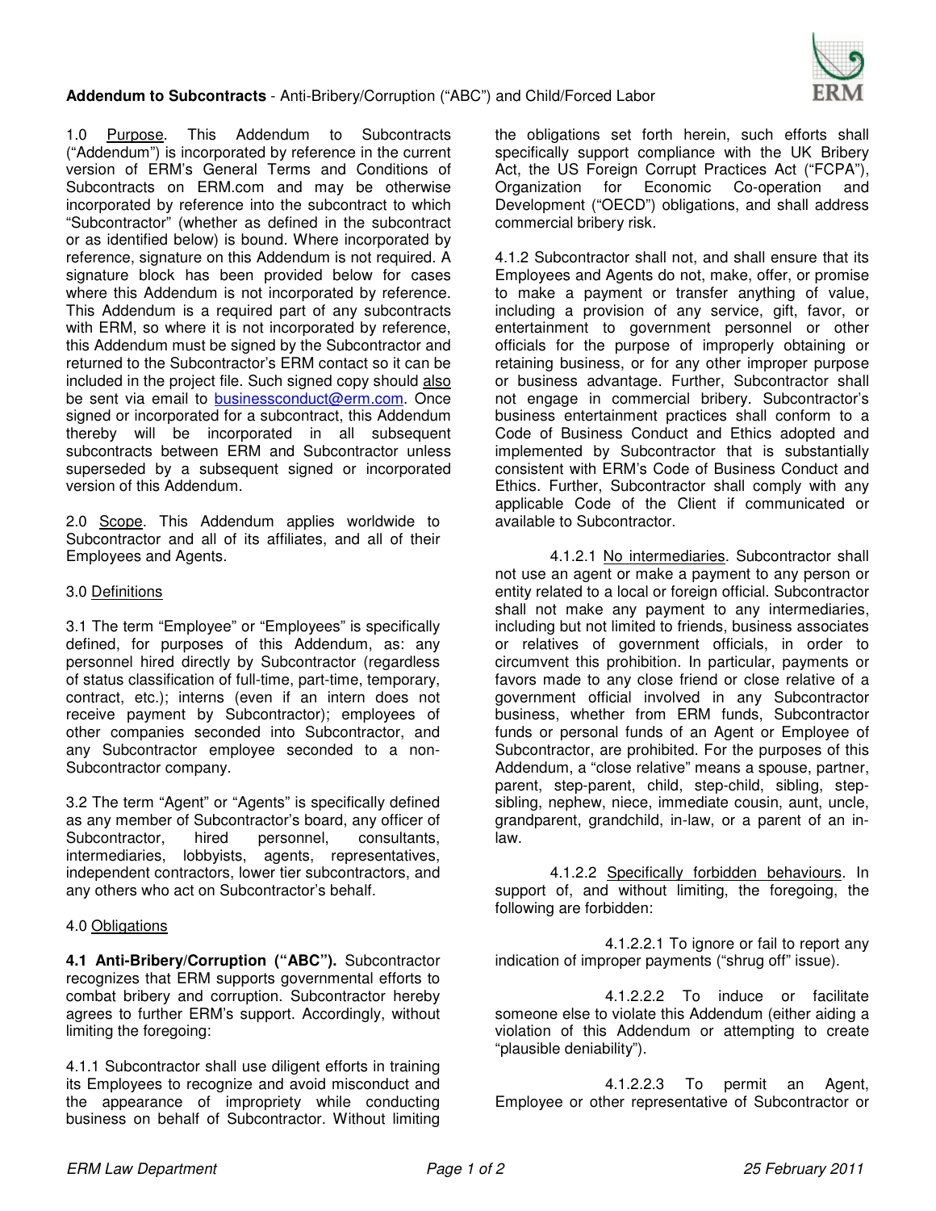**Addendum to Subcontracts** - Anti-Bribery/Corruption ("ABC") and Child/Forced Labor

1.0 Purpose. This Addendum to Subcontracts ("Addendum") is incorporated by reference in the current version of ERM's General Terms and Conditions of Subcontracts on ERM.com and may be otherwise incorporated by reference into the subcontract to which "Subcontractor" (whether as defined in the subcontract or as identified below) is bound. Where incorporated by reference, signature on this Addendum is not required. A signature block has been provided below for cases where this Addendum is not incorporated by reference. This Addendum is a required part of any subcontracts with ERM, so where it is not incorporated by reference, this Addendum must be signed by the Subcontractor and returned to the Subcontractor's ERM contact so it can be included in the project file. Such signed copy should also be sent via email to businessconduct@erm.com. Once signed or incorporated for a subcontract, this Addendum thereby will be incorporated in all subsequent subcontracts between ERM and Subcontractor unless superseded by a subsequent signed or incorporated version of this Addendum.

2.0 Scope. This Addendum applies worldwide to Subcontractor and all of its affiliates, and all of their Employees and Agents.

3.0 Definitions

3.1 The term "Employee" or "Employees" is specifically defined, for purposes of this Addendum, as: any personnel hired directly by Subcontractor (regardless of status classification of full-time, part-time, temporary, contract, etc.); interns (even if an intern does not receive payment by Subcontractor); employees of other companies seconded into Subcontractor, and any Subcontractor employee seconded to a non-Subcontractor company.

3.2 The term "Agent" or "Agents" is specifically defined as any member of Subcontractor's board, any officer of Subcontractor, hired personnel, consultants, intermediaries, lobbyists, agents, representatives, independent contractors, lower tier subcontractors, and any others who act on Subcontractor's behalf.

4.0 Obligations

**4.1 Anti-Bribery/Corruption ("ABC").** Subcontractor recognizes that ERM supports governmental efforts to combat bribery and corruption. Subcontractor hereby agrees to further ERM's support. Accordingly, without limiting the foregoing:

4.1.1 Subcontractor shall use diligent efforts in training its Employees to recognize and avoid misconduct and the appearance of impropriety while conducting business on behalf of Subcontractor. Without limiting the obligations set forth herein, such efforts shall specifically support compliance with the UK Bribery Act, the US Foreign Corrupt Practices Act ("FCPA"), Organization for Economic Co-operation and Development ("OECD") obligations, and shall address commercial bribery risk.

4.1.2 Subcontractor shall not, and shall ensure that its Employees and Agents do not, make, offer, or promise to make a payment or transfer anything of value, including a provision of any service, gift, favor, or entertainment to government personnel or other officials for the purpose of improperly obtaining or retaining business, or for any other improper purpose or business advantage. Further, Subcontractor shall not engage in commercial bribery. Subcontractor's business entertainment practices shall conform to a Code of Business Conduct and Ethics adopted and implemented by Subcontractor that is substantially consistent with ERM's Code of Business Conduct and Ethics. Further, Subcontractor shall comply with any applicable Code of the Client if communicated or available to Subcontractor.

4.1.2.1 No intermediaries. Subcontractor shall not use an agent or make a payment to any person or entity related to a local or foreign official. Subcontractor shall not make any payment to any intermediaries, including but not limited to friends, business associates or relatives of government officials, in order to circumvent this prohibition. In particular, payments or favors made to any close friend or close relative of a government official involved in any Subcontractor business, whether from ERM funds, Subcontractor funds or personal funds of an Agent or Employee of Subcontractor, are prohibited. For the purposes of this Addendum, a "close relative" means a spouse, partner, parent, step-parent, child, step-child, sibling, step-sibling, nephew, niece, immediate cousin, aunt, uncle, grandparent, grandchild, in-law, or a parent of an in-law.

4.1.2.2 Specifically forbidden behaviours. In support of, and without limiting, the foregoing, the following are forbidden:

4.1.2.2.1 To ignore or fail to report any indication of improper payments ("shrug off" issue).

4.1.2.2.2 To induce or facilitate someone else to violate this Addendum (either aiding a violation of this Addendum or attempting to create "plausible deniability").

4.1.2.2.3 To permit an Agent, Employee or other representative of Subcontractor or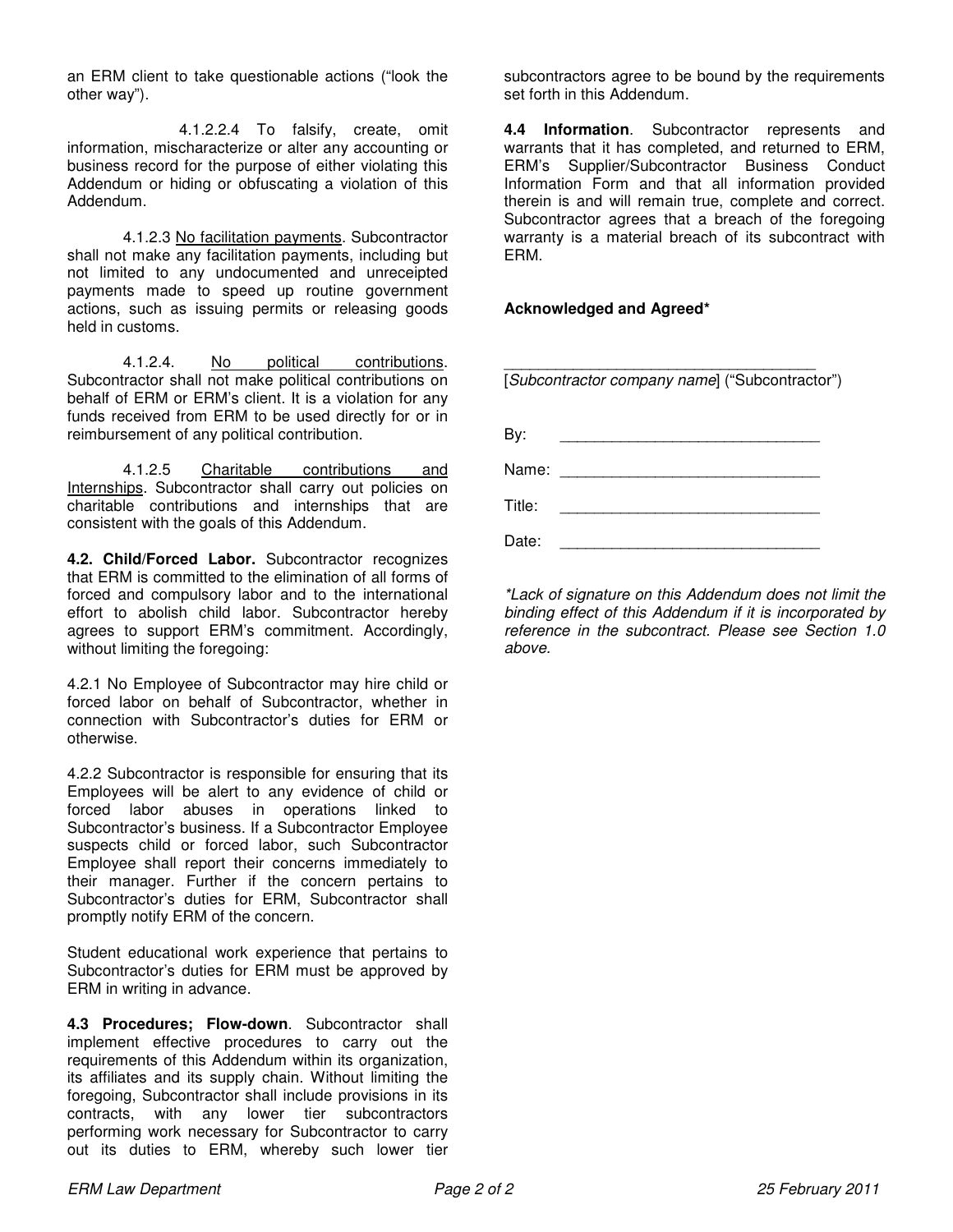an ERM client to take questionable actions ("look the other way").

4.1.2.2.4 To falsify, create, omit information, mischaracterize or alter any accounting or business record for the purpose of either violating this Addendum or hiding or obfuscating a violation of this Addendum.

4.1.2.3 No facilitation payments. Subcontractor shall not make any facilitation payments, including but not limited to any undocumented and unreceipted payments made to speed up routine government actions, such as issuing permits or releasing goods held in customs.

4.1.2.4. No political contributions. Subcontractor shall not make political contributions on behalf of ERM or ERM's client. It is a violation for any funds received from ERM to be used directly for or in reimbursement of any political contribution.

4.1.2.5 Charitable contributions and Internships. Subcontractor shall carry out policies on charitable contributions and internships that are consistent with the goals of this Addendum.

**4.2. Child/Forced Labor.** Subcontractor recognizes that ERM is committed to the elimination of all forms of forced and compulsory labor and to the international effort to abolish child labor. Subcontractor hereby agrees to support ERM's commitment. Accordingly, without limiting the foregoing:

4.2.1 No Employee of Subcontractor may hire child or forced labor on behalf of Subcontractor, whether in connection with Subcontractor's duties for ERM or otherwise.

4.2.2 Subcontractor is responsible for ensuring that its Employees will be alert to any evidence of child or forced labor abuses in operations linked to Subcontractor's business. If a Subcontractor Employee suspects child or forced labor, such Subcontractor Employee shall report their concerns immediately to their manager. Further if the concern pertains to Subcontractor's duties for ERM, Subcontractor shall promptly notify ERM of the concern.

Student educational work experience that pertains to Subcontractor's duties for ERM must be approved by ERM in writing in advance.

**4.3 Procedures; Flow-down**. Subcontractor shall implement effective procedures to carry out the requirements of this Addendum within its organization, its affiliates and its supply chain. Without limiting the foregoing, Subcontractor shall include provisions in its contracts, with any lower tier subcontractors performing work necessary for Subcontractor to carry out its duties to ERM, whereby such lower tier subcontractors agree to be bound by the requirements set forth in this Addendum.

**4.4 Information**. Subcontractor represents and warrants that it has completed, and returned to ERM, ERM's Supplier/Subcontractor Business Conduct Information Form and that all information provided therein is and will remain true, complete and correct. Subcontractor agrees that a breach of the foregoing warranty is a material breach of its subcontract with ERM.

**Acknowledged and Agreed***

____________________________________

[*Subcontractor company name*] ("Subcontractor")

By: ______________________________

Name: ______________________________

Title: ______________________________

Date: ______________________________

**Lack of signature on this Addendum does not limit the binding effect of this Addendum if it is incorporated by reference in the subcontract. Please see Section 1.0 above.*